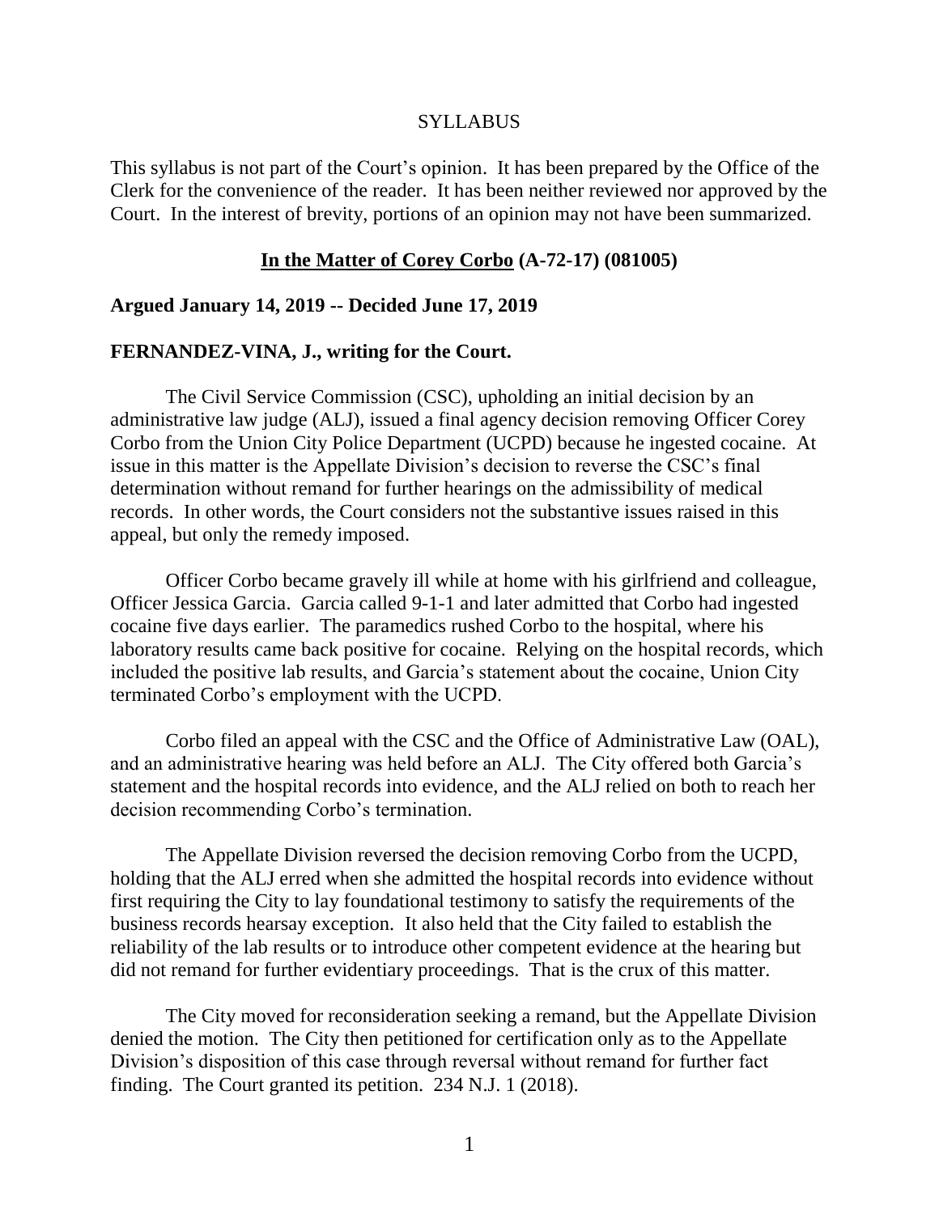SYLLABUS

This syllabus is not part of the Court's opinion. It has been prepared by the Office of the Clerk for the convenience of the reader. It has been neither reviewed nor approved by the Court. In the interest of brevity, portions of an opinion may not have been summarized.

**In the Matter of Corey Corbo (A-72-17) (081005)**

**Argued January 14, 2019 -- Decided June 17, 2019**

**FERNANDEZ-VINA, J., writing for the Court.**

The Civil Service Commission (CSC), upholding an initial decision by an administrative law judge (ALJ), issued a final agency decision removing Officer Corey Corbo from the Union City Police Department (UCPD) because he ingested cocaine. At issue in this matter is the Appellate Division's decision to reverse the CSC's final determination without remand for further hearings on the admissibility of medical records. In other words, the Court considers not the substantive issues raised in this appeal, but only the remedy imposed.

Officer Corbo became gravely ill while at home with his girlfriend and colleague, Officer Jessica Garcia. Garcia called 9-1-1 and later admitted that Corbo had ingested cocaine five days earlier. The paramedics rushed Corbo to the hospital, where his laboratory results came back positive for cocaine. Relying on the hospital records, which included the positive lab results, and Garcia's statement about the cocaine, Union City terminated Corbo's employment with the UCPD.

Corbo filed an appeal with the CSC and the Office of Administrative Law (OAL), and an administrative hearing was held before an ALJ. The City offered both Garcia's statement and the hospital records into evidence, and the ALJ relied on both to reach her decision recommending Corbo's termination.

The Appellate Division reversed the decision removing Corbo from the UCPD, holding that the ALJ erred when she admitted the hospital records into evidence without first requiring the City to lay foundational testimony to satisfy the requirements of the business records hearsay exception. It also held that the City failed to establish the reliability of the lab results or to introduce other competent evidence at the hearing but did not remand for further evidentiary proceedings. That is the crux of this matter.

The City moved for reconsideration seeking a remand, but the Appellate Division denied the motion. The City then petitioned for certification only as to the Appellate Division's disposition of this case through reversal without remand for further fact finding. The Court granted its petition. 234 N.J. 1 (2018).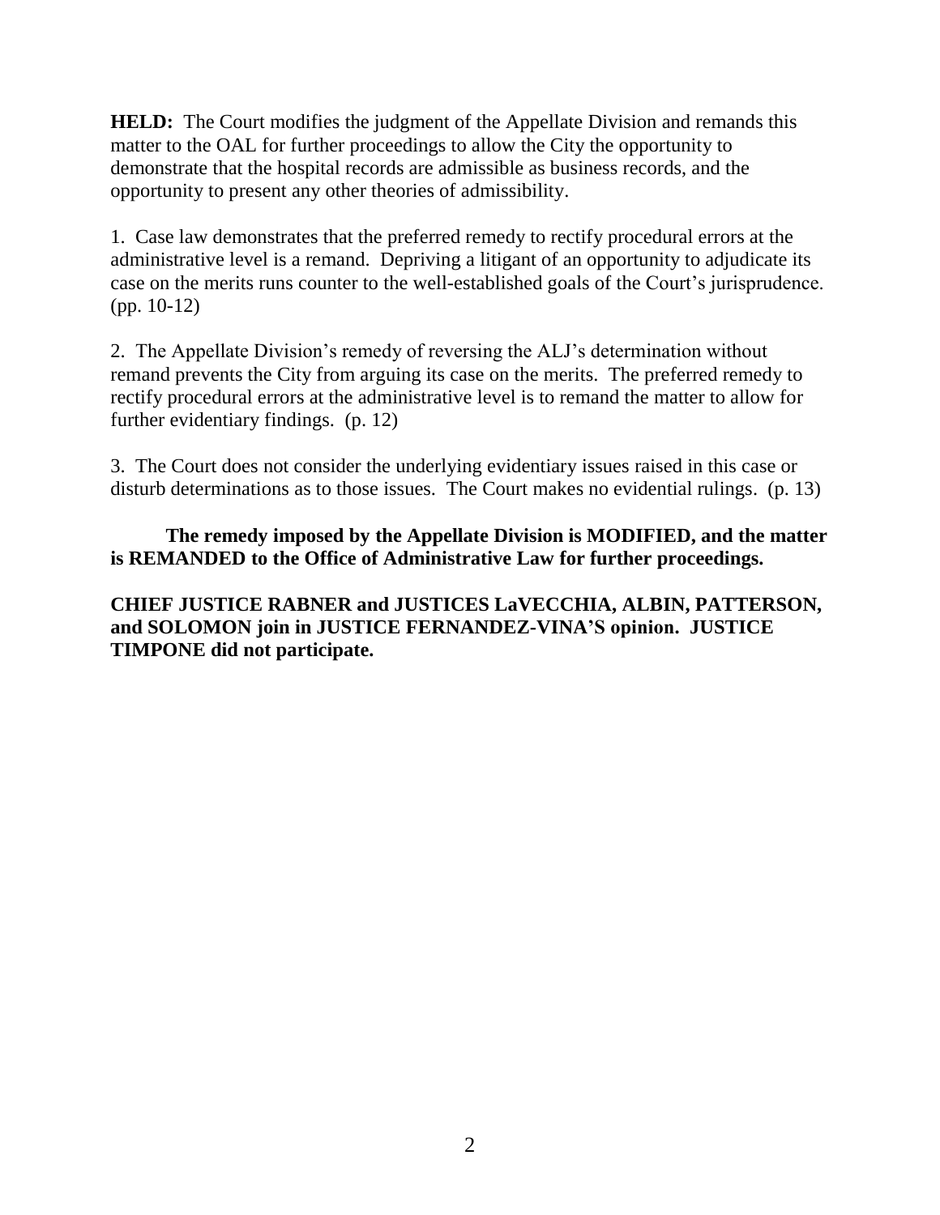**HELD:** The Court modifies the judgment of the Appellate Division and remands this matter to the OAL for further proceedings to allow the City the opportunity to demonstrate that the hospital records are admissible as business records, and the opportunity to present any other theories of admissibility.

1. Case law demonstrates that the preferred remedy to rectify procedural errors at the administrative level is a remand. Depriving a litigant of an opportunity to adjudicate its case on the merits runs counter to the well-established goals of the Court's jurisprudence. (pp. 10-12)

2. The Appellate Division's remedy of reversing the ALJ's determination without remand prevents the City from arguing its case on the merits. The preferred remedy to rectify procedural errors at the administrative level is to remand the matter to allow for further evidentiary findings. (p. 12)

3. The Court does not consider the underlying evidentiary issues raised in this case or disturb determinations as to those issues. The Court makes no evidential rulings. (p. 13)

**The remedy imposed by the Appellate Division is MODIFIED, and the matter is REMANDED to the Office of Administrative Law for further proceedings.**

**CHIEF JUSTICE RABNER and JUSTICES LaVECCHIA, ALBIN, PATTERSON, and SOLOMON join in JUSTICE FERNANDEZ-VINA'S opinion. JUSTICE TIMPONE did not participate.**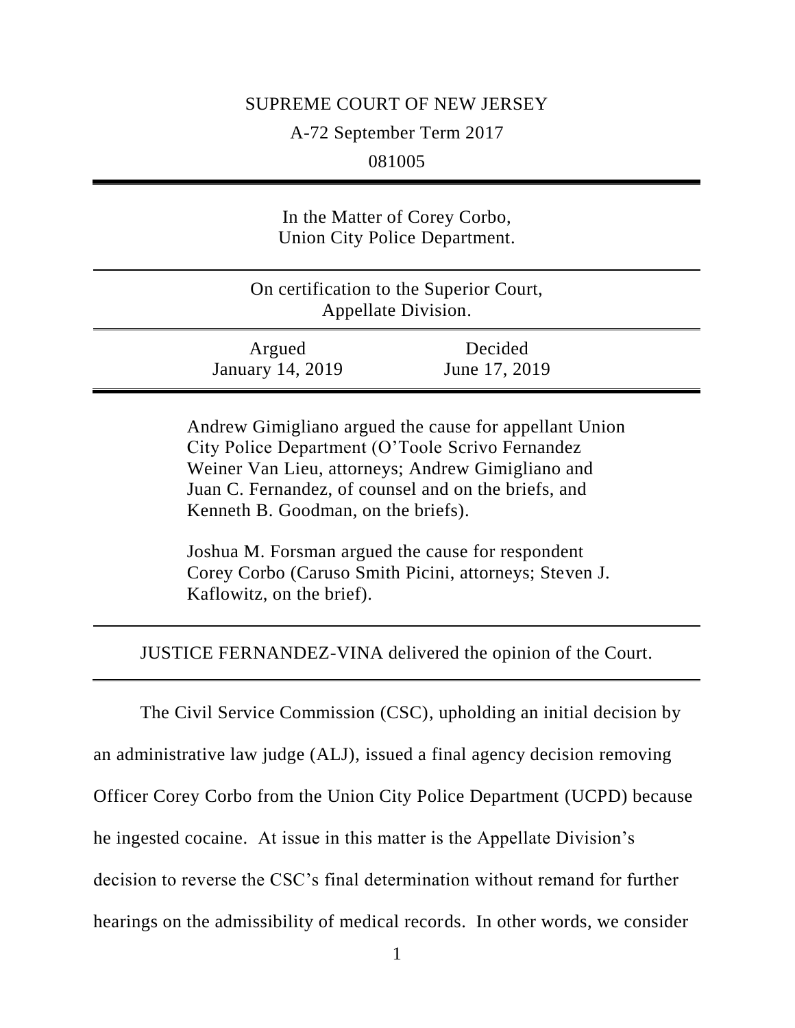SUPREME COURT OF NEW JERSEY

A-72 September Term 2017

081005

---

In the Matter of Corey Corbo,
Union City Police Department.

---

On certification to the Superior Court,
Appellate Division.

---

| Argued | Decided |
|---|---|
| January 14, 2019 | June 17, 2019 |

---

Andrew Gimigliano argued the cause for appellant Union City Police Department (O'Toole Scrivo Fernandez Weiner Van Lieu, attorneys; Andrew Gimigliano and Juan C. Fernandez, of counsel and on the briefs, and Kenneth B. Goodman, on the briefs).

Joshua M. Forsman argued the cause for respondent Corey Corbo (Caruso Smith Picini, attorneys; Steven J. Kaflowitz, on the brief).

---

JUSTICE FERNANDEZ-VINA delivered the opinion of the Court.

---

The Civil Service Commission (CSC), upholding an initial decision by an administrative law judge (ALJ), issued a final agency decision removing Officer Corey Corbo from the Union City Police Department (UCPD) because he ingested cocaine. At issue in this matter is the Appellate Division's decision to reverse the CSC's final determination without remand for further hearings on the admissibility of medical records. In other words, we consider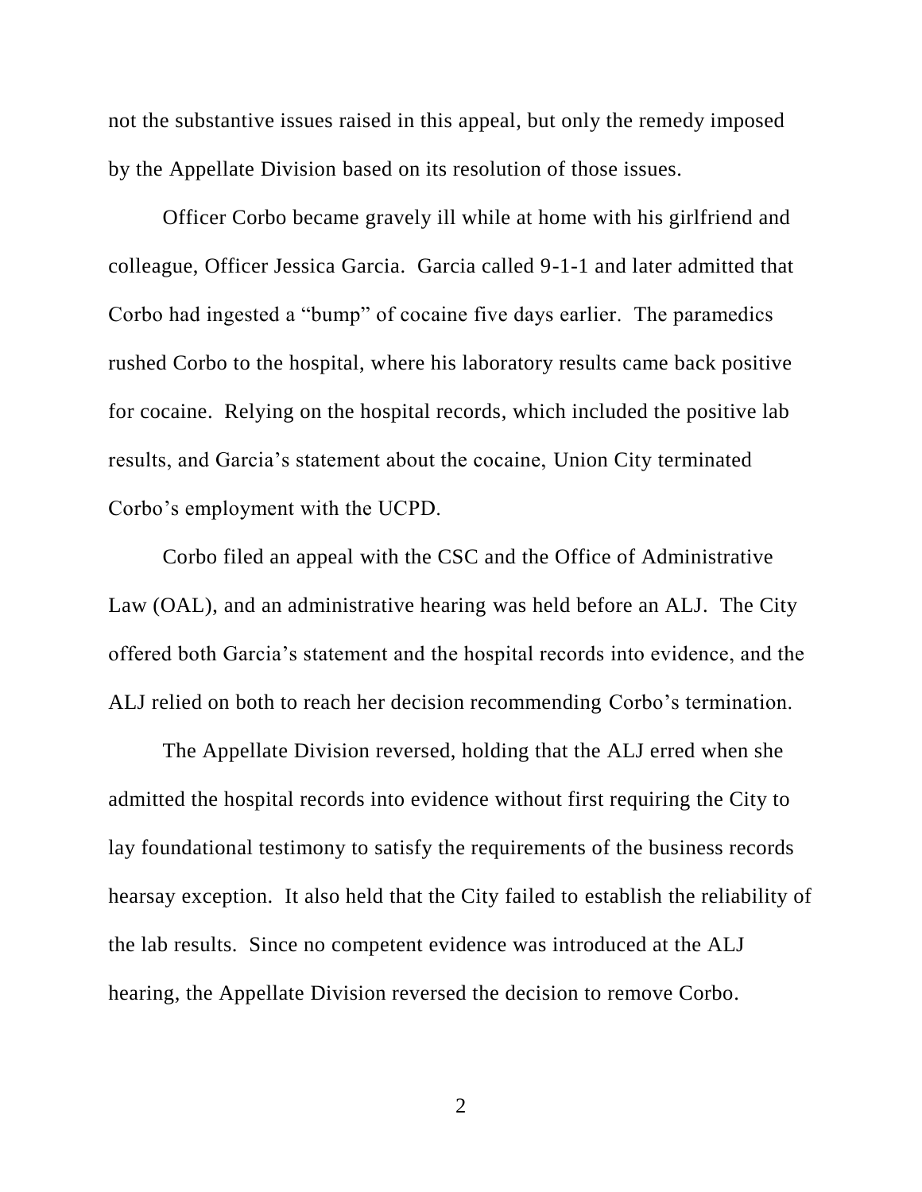not the substantive issues raised in this appeal, but only the remedy imposed by the Appellate Division based on its resolution of those issues.

Officer Corbo became gravely ill while at home with his girlfriend and colleague, Officer Jessica Garcia. Garcia called 9-1-1 and later admitted that Corbo had ingested a "bump" of cocaine five days earlier. The paramedics rushed Corbo to the hospital, where his laboratory results came back positive for cocaine. Relying on the hospital records, which included the positive lab results, and Garcia's statement about the cocaine, Union City terminated Corbo's employment with the UCPD.

Corbo filed an appeal with the CSC and the Office of Administrative Law (OAL), and an administrative hearing was held before an ALJ. The City offered both Garcia's statement and the hospital records into evidence, and the ALJ relied on both to reach her decision recommending Corbo's termination.

The Appellate Division reversed, holding that the ALJ erred when she admitted the hospital records into evidence without first requiring the City to lay foundational testimony to satisfy the requirements of the business records hearsay exception. It also held that the City failed to establish the reliability of the lab results. Since no competent evidence was introduced at the ALJ hearing, the Appellate Division reversed the decision to remove Corbo.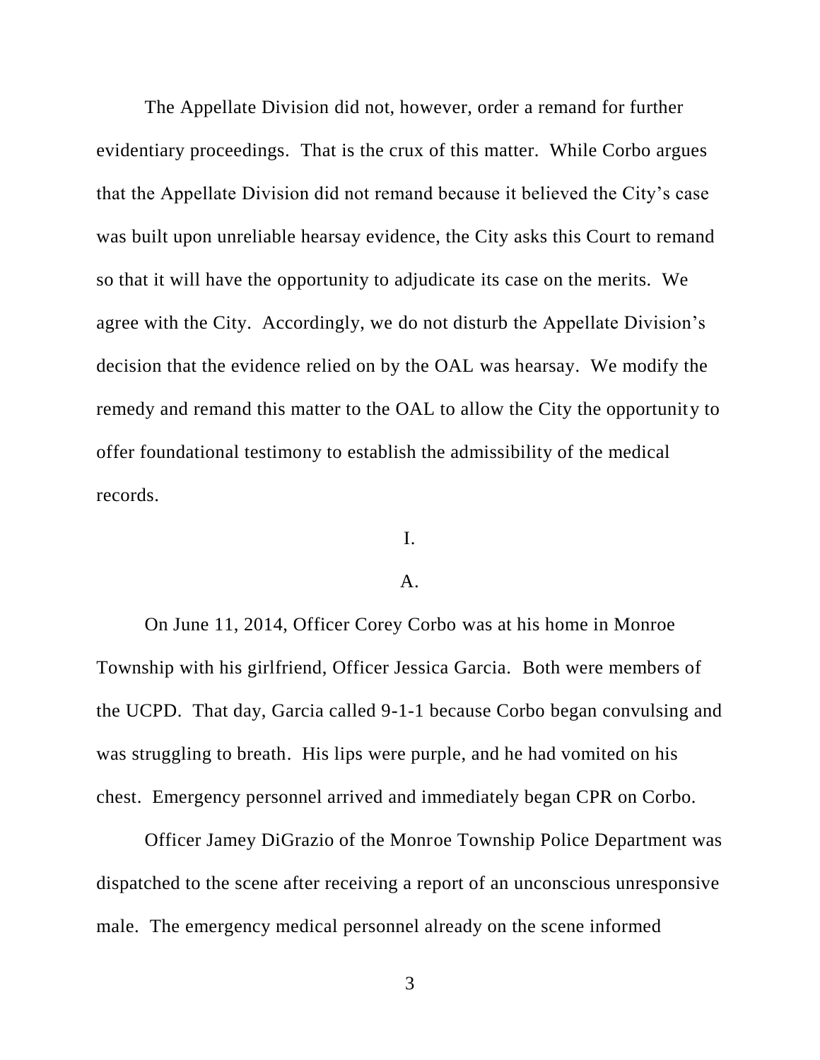The Appellate Division did not, however, order a remand for further evidentiary proceedings. That is the crux of this matter. While Corbo argues that the Appellate Division did not remand because it believed the City's case was built upon unreliable hearsay evidence, the City asks this Court to remand so that it will have the opportunity to adjudicate its case on the merits. We agree with the City. Accordingly, we do not disturb the Appellate Division's decision that the evidence relied on by the OAL was hearsay. We modify the remedy and remand this matter to the OAL to allow the City the opportunity to offer foundational testimony to establish the admissibility of the medical records.

## I.

### A.

On June 11, 2014, Officer Corey Corbo was at his home in Monroe Township with his girlfriend, Officer Jessica Garcia. Both were members of the UCPD. That day, Garcia called 9-1-1 because Corbo began convulsing and was struggling to breath. His lips were purple, and he had vomited on his chest. Emergency personnel arrived and immediately began CPR on Corbo.

Officer Jamey DiGrazio of the Monroe Township Police Department was dispatched to the scene after receiving a report of an unconscious unresponsive male. The emergency medical personnel already on the scene informed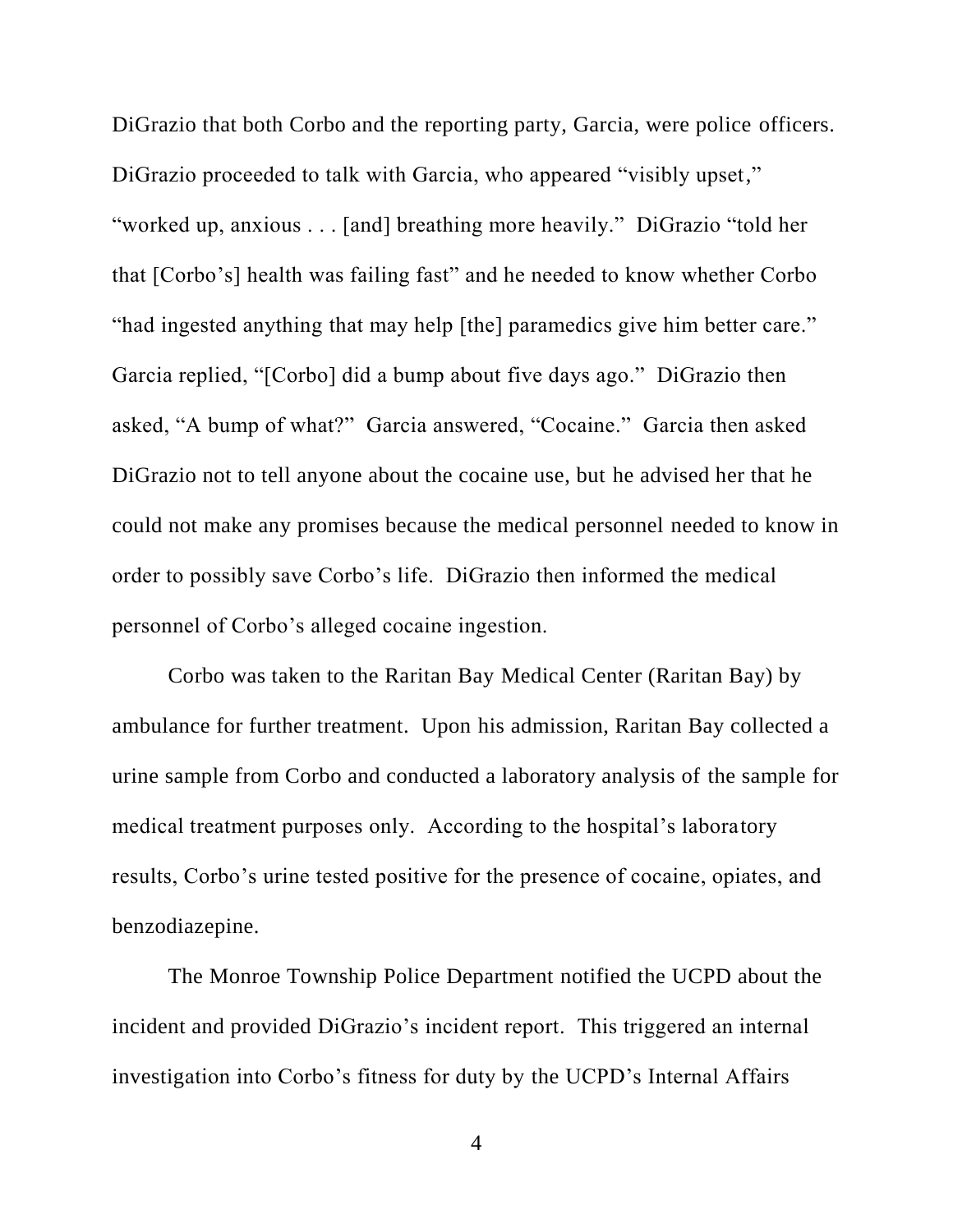DiGrazio that both Corbo and the reporting party, Garcia, were police officers. DiGrazio proceeded to talk with Garcia, who appeared "visibly upset," "worked up, anxious . . . [and] breathing more heavily." DiGrazio "told her that [Corbo's] health was failing fast" and he needed to know whether Corbo "had ingested anything that may help [the] paramedics give him better care." Garcia replied, "[Corbo] did a bump about five days ago." DiGrazio then asked, "A bump of what?" Garcia answered, "Cocaine." Garcia then asked DiGrazio not to tell anyone about the cocaine use, but he advised her that he could not make any promises because the medical personnel needed to know in order to possibly save Corbo's life. DiGrazio then informed the medical personnel of Corbo's alleged cocaine ingestion.

Corbo was taken to the Raritan Bay Medical Center (Raritan Bay) by ambulance for further treatment. Upon his admission, Raritan Bay collected a urine sample from Corbo and conducted a laboratory analysis of the sample for medical treatment purposes only. According to the hospital's laboratory results, Corbo's urine tested positive for the presence of cocaine, opiates, and benzodiazepine.

The Monroe Township Police Department notified the UCPD about the incident and provided DiGrazio's incident report. This triggered an internal investigation into Corbo's fitness for duty by the UCPD's Internal Affairs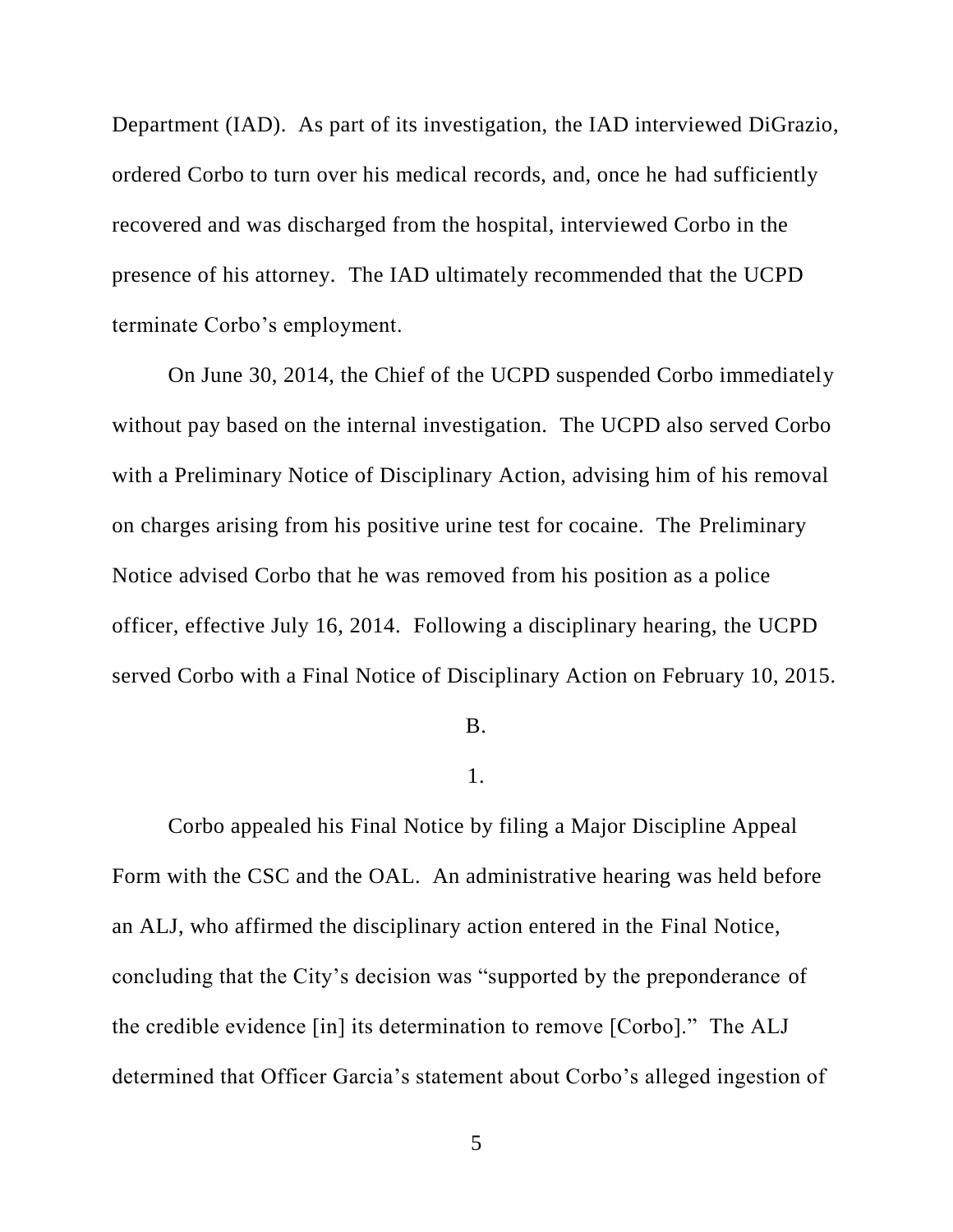Department (IAD). As part of its investigation, the IAD interviewed DiGrazio, ordered Corbo to turn over his medical records, and, once he had sufficiently recovered and was discharged from the hospital, interviewed Corbo in the presence of his attorney. The IAD ultimately recommended that the UCPD terminate Corbo's employment.

On June 30, 2014, the Chief of the UCPD suspended Corbo immediately without pay based on the internal investigation. The UCPD also served Corbo with a Preliminary Notice of Disciplinary Action, advising him of his removal on charges arising from his positive urine test for cocaine. The Preliminary Notice advised Corbo that he was removed from his position as a police officer, effective July 16, 2014. Following a disciplinary hearing, the UCPD served Corbo with a Final Notice of Disciplinary Action on February 10, 2015.

B.

1.

Corbo appealed his Final Notice by filing a Major Discipline Appeal Form with the CSC and the OAL. An administrative hearing was held before an ALJ, who affirmed the disciplinary action entered in the Final Notice, concluding that the City's decision was "supported by the preponderance of the credible evidence [in] its determination to remove [Corbo]." The ALJ determined that Officer Garcia's statement about Corbo's alleged ingestion of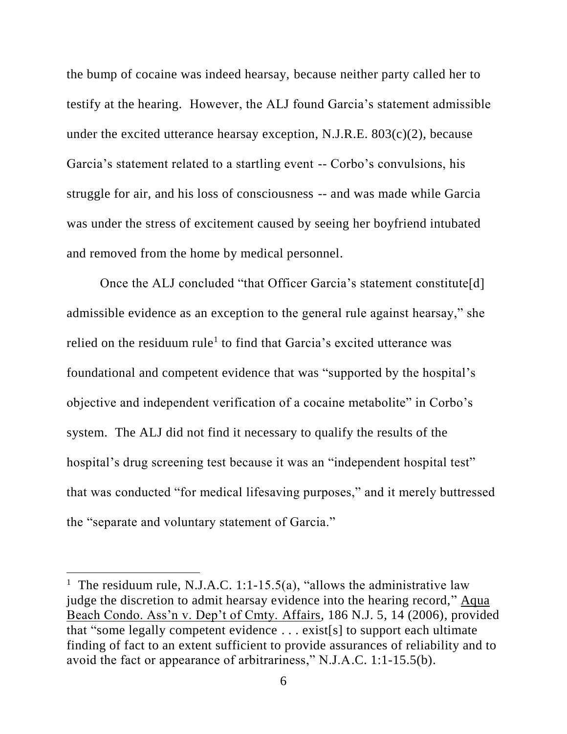the bump of cocaine was indeed hearsay, because neither party called her to testify at the hearing. However, the ALJ found Garcia's statement admissible under the excited utterance hearsay exception, N.J.R.E. 803(c)(2), because Garcia's statement related to a startling event -- Corbo's convulsions, his struggle for air, and his loss of consciousness -- and was made while Garcia was under the stress of excitement caused by seeing her boyfriend intubated and removed from the home by medical personnel.

Once the ALJ concluded "that Officer Garcia's statement constitute[d] admissible evidence as an exception to the general rule against hearsay," she relied on the residuum rule[1] to find that Garcia's excited utterance was foundational and competent evidence that was "supported by the hospital's objective and independent verification of a cocaine metabolite" in Corbo's system. The ALJ did not find it necessary to qualify the results of the hospital's drug screening test because it was an "independent hospital test" that was conducted "for medical lifesaving purposes," and it merely buttressed the "separate and voluntary statement of Garcia."

---

[1] The residuum rule, N.J.A.C. 1:1-15.5(a), "allows the administrative law judge the discretion to admit hearsay evidence into the hearing record," Aqua Beach Condo. Ass'n v. Dep't of Cmty. Affairs, 186 N.J. 5, 14 (2006), provided that "some legally competent evidence . . . exist[s] to support each ultimate finding of fact to an extent sufficient to provide assurances of reliability and to avoid the fact or appearance of arbitrariness," N.J.A.C. 1:1-15.5(b).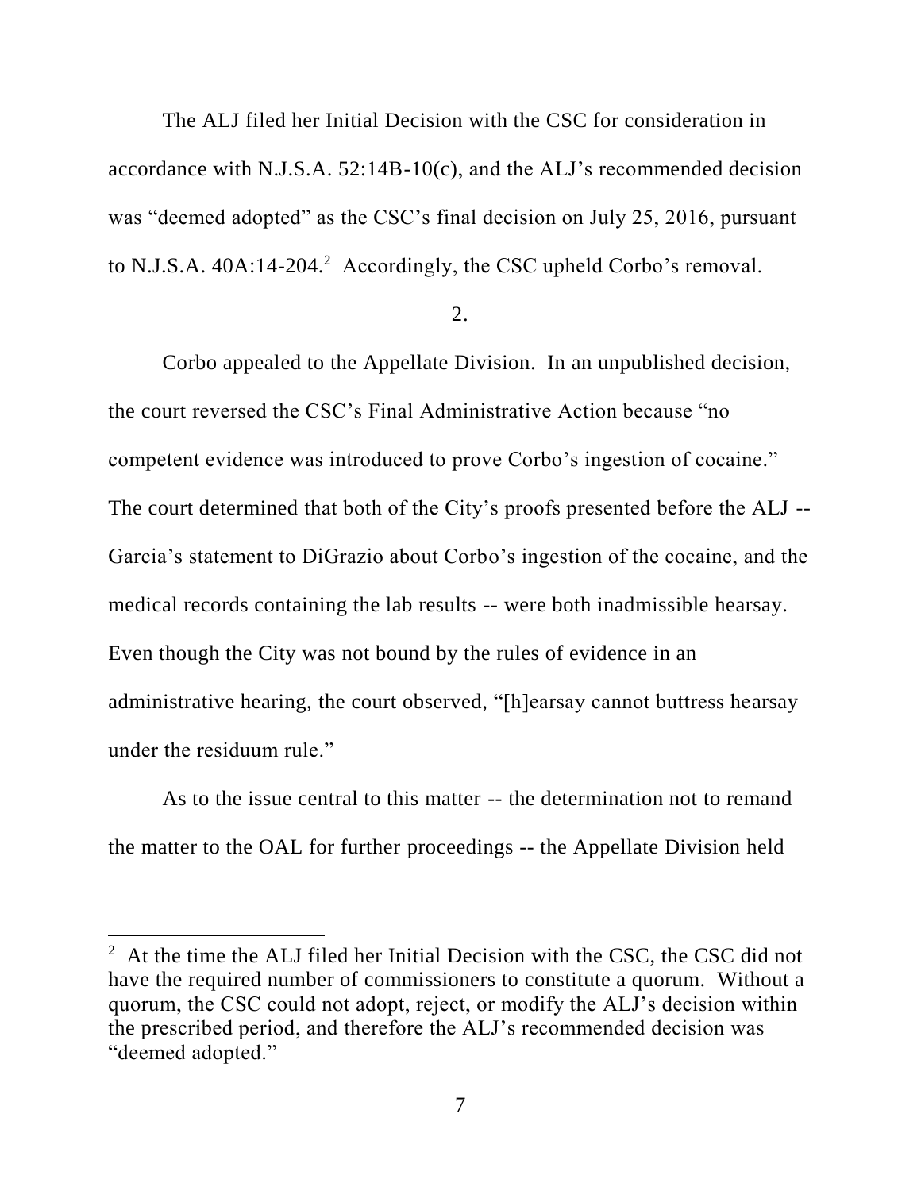The ALJ filed her Initial Decision with the CSC for consideration in accordance with N.J.S.A. 52:14B-10(c), and the ALJ's recommended decision was "deemed adopted" as the CSC's final decision on July 25, 2016, pursuant to N.J.S.A. 40A:14-204.[2] Accordingly, the CSC upheld Corbo's removal.

2.

Corbo appealed to the Appellate Division. In an unpublished decision, the court reversed the CSC's Final Administrative Action because "no competent evidence was introduced to prove Corbo's ingestion of cocaine." The court determined that both of the City's proofs presented before the ALJ -- Garcia's statement to DiGrazio about Corbo's ingestion of the cocaine, and the medical records containing the lab results -- were both inadmissible hearsay. Even though the City was not bound by the rules of evidence in an administrative hearing, the court observed, "[h]earsay cannot buttress hearsay under the residuum rule."

As to the issue central to this matter -- the determination not to remand the matter to the OAL for further proceedings -- the Appellate Division held

[2] At the time the ALJ filed her Initial Decision with the CSC, the CSC did not have the required number of commissioners to constitute a quorum. Without a quorum, the CSC could not adopt, reject, or modify the ALJ's decision within the prescribed period, and therefore the ALJ's recommended decision was "deemed adopted."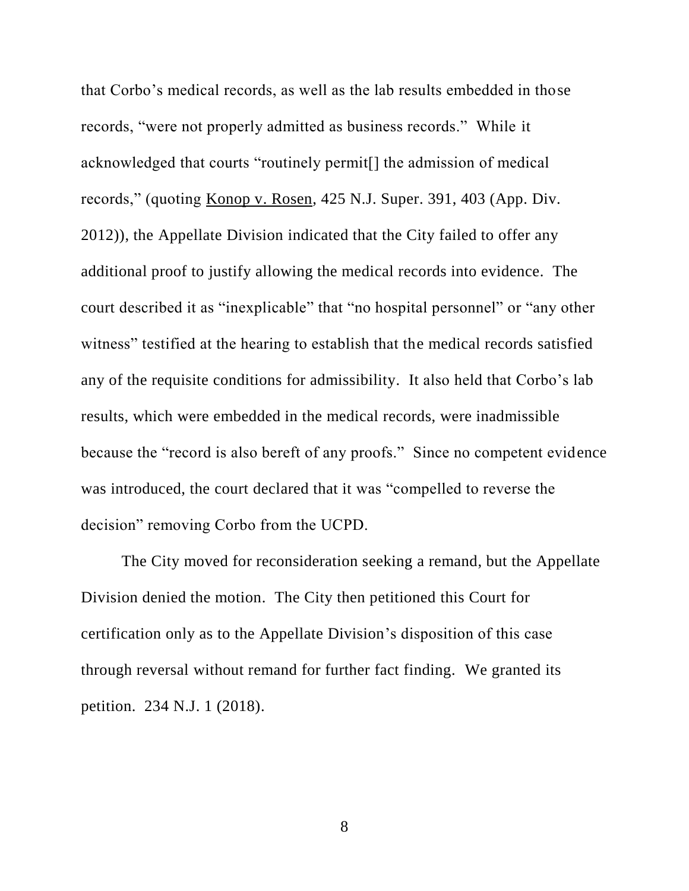that Corbo's medical records, as well as the lab results embedded in those records, "were not properly admitted as business records." While it acknowledged that courts "routinely permit[] the admission of medical records," (quoting Konop v. Rosen, 425 N.J. Super. 391, 403 (App. Div. 2012)), the Appellate Division indicated that the City failed to offer any additional proof to justify allowing the medical records into evidence. The court described it as "inexplicable" that "no hospital personnel" or "any other witness" testified at the hearing to establish that the medical records satisfied any of the requisite conditions for admissibility. It also held that Corbo's lab results, which were embedded in the medical records, were inadmissible because the "record is also bereft of any proofs." Since no competent evidence was introduced, the court declared that it was "compelled to reverse the decision" removing Corbo from the UCPD.

The City moved for reconsideration seeking a remand, but the Appellate Division denied the motion. The City then petitioned this Court for certification only as to the Appellate Division's disposition of this case through reversal without remand for further fact finding. We granted its petition. 234 N.J. 1 (2018).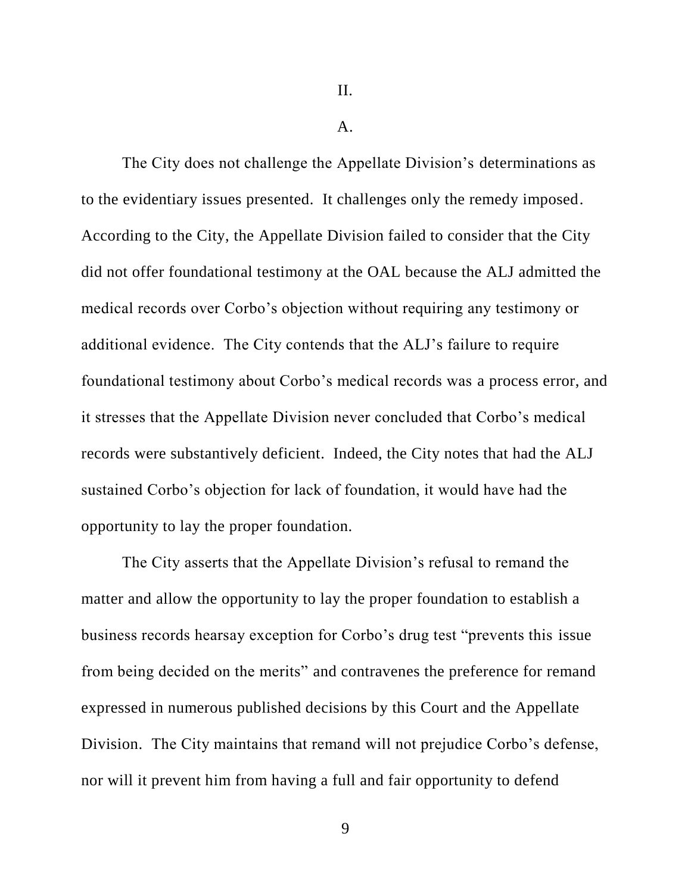## II.

### A.

The City does not challenge the Appellate Division's determinations as to the evidentiary issues presented. It challenges only the remedy imposed. According to the City, the Appellate Division failed to consider that the City did not offer foundational testimony at the OAL because the ALJ admitted the medical records over Corbo's objection without requiring any testimony or additional evidence. The City contends that the ALJ's failure to require foundational testimony about Corbo's medical records was a process error, and it stresses that the Appellate Division never concluded that Corbo's medical records were substantively deficient. Indeed, the City notes that had the ALJ sustained Corbo's objection for lack of foundation, it would have had the opportunity to lay the proper foundation.

The City asserts that the Appellate Division's refusal to remand the matter and allow the opportunity to lay the proper foundation to establish a business records hearsay exception for Corbo's drug test "prevents this issue from being decided on the merits" and contravenes the preference for remand expressed in numerous published decisions by this Court and the Appellate Division. The City maintains that remand will not prejudice Corbo's defense, nor will it prevent him from having a full and fair opportunity to defend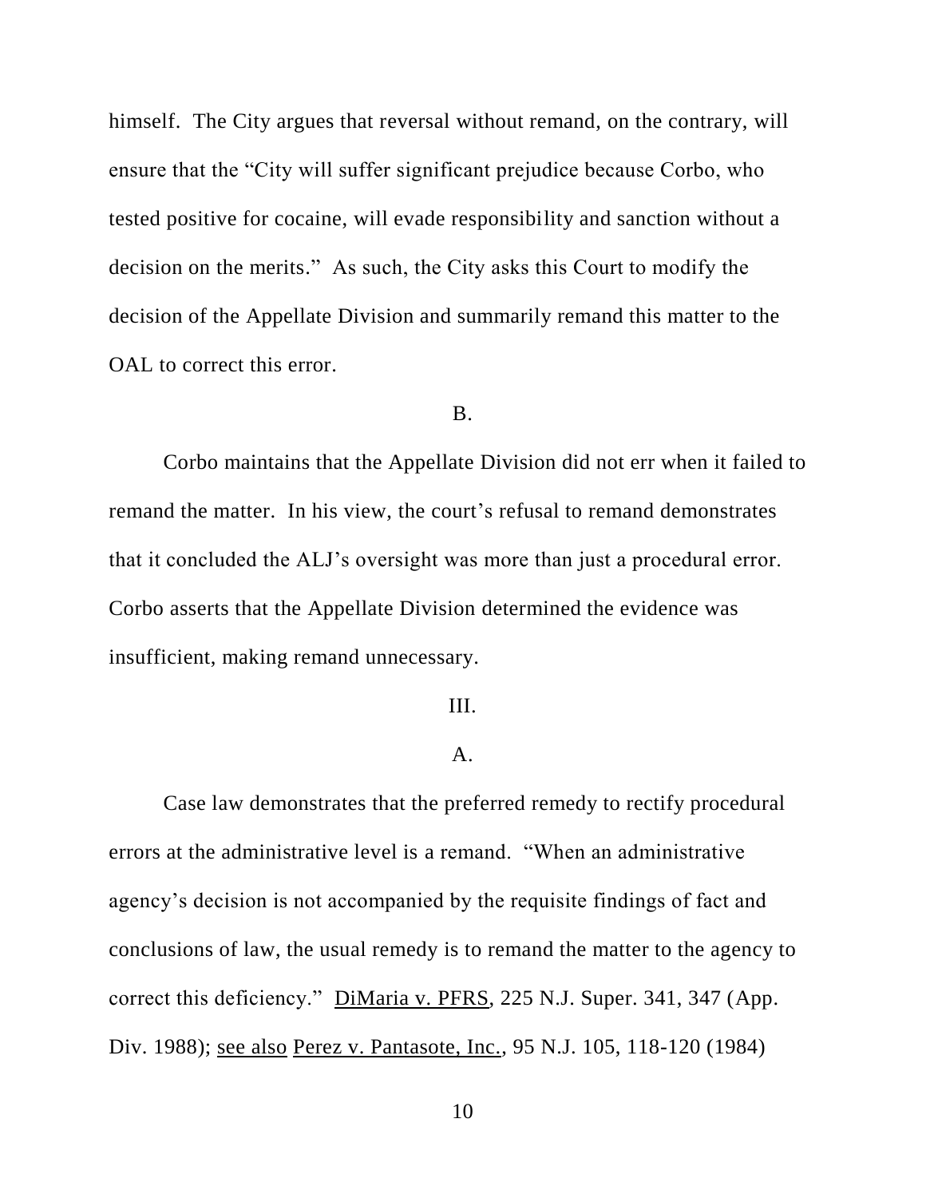himself. The City argues that reversal without remand, on the contrary, will ensure that the "City will suffer significant prejudice because Corbo, who tested positive for cocaine, will evade responsibility and sanction without a decision on the merits." As such, the City asks this Court to modify the decision of the Appellate Division and summarily remand this matter to the OAL to correct this error.

B.

Corbo maintains that the Appellate Division did not err when it failed to remand the matter. In his view, the court's refusal to remand demonstrates that it concluded the ALJ's oversight was more than just a procedural error. Corbo asserts that the Appellate Division determined the evidence was insufficient, making remand unnecessary.

III.

A.

Case law demonstrates that the preferred remedy to rectify procedural errors at the administrative level is a remand. "When an administrative agency's decision is not accompanied by the requisite findings of fact and conclusions of law, the usual remedy is to remand the matter to the agency to correct this deficiency." <u>DiMaria v. PFRS</u>, 225 N.J. Super. 341, 347 (App. Div. 1988); <u>see also</u> <u>Perez v. Pantasote, Inc.</u>, 95 N.J. 105, 118-120 (1984)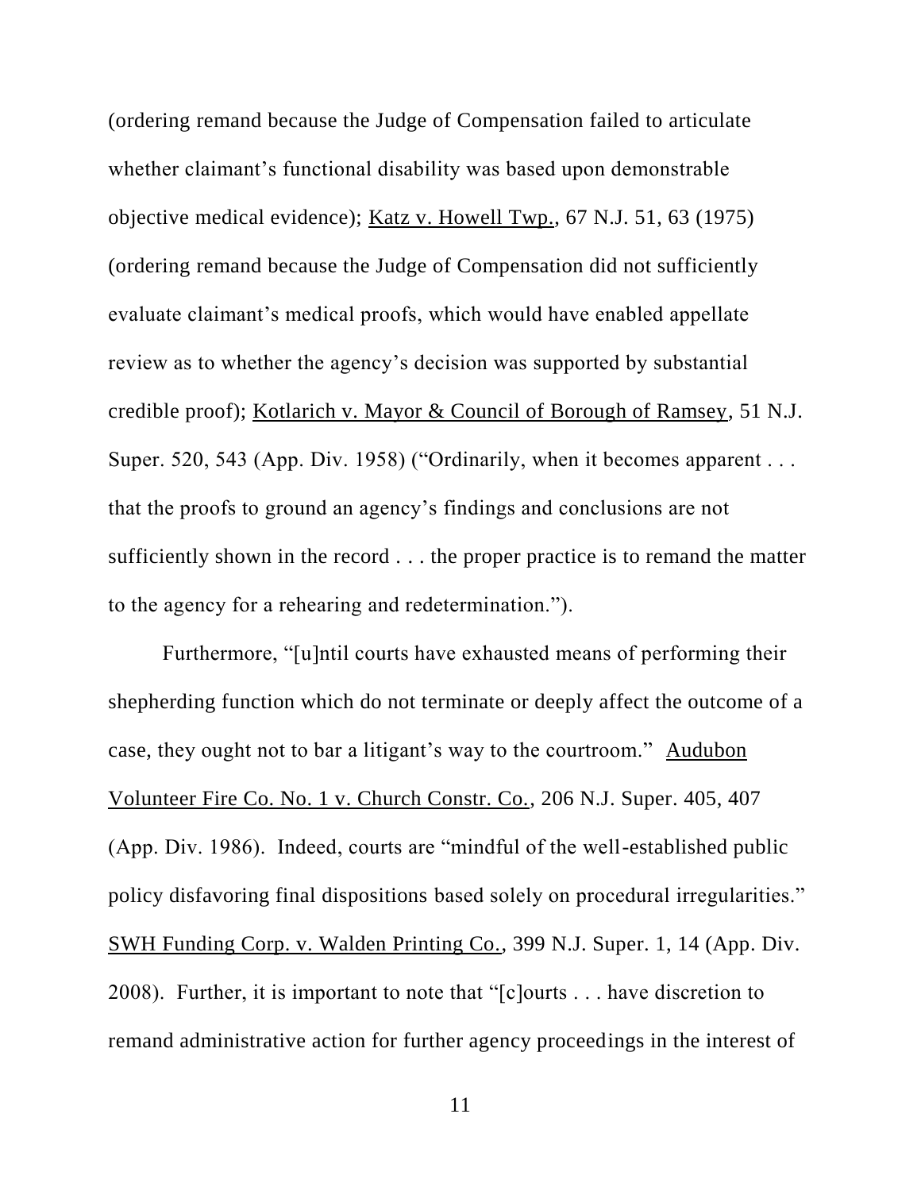(ordering remand because the Judge of Compensation failed to articulate whether claimant's functional disability was based upon demonstrable objective medical evidence); Katz v. Howell Twp., 67 N.J. 51, 63 (1975) (ordering remand because the Judge of Compensation did not sufficiently evaluate claimant's medical proofs, which would have enabled appellate review as to whether the agency's decision was supported by substantial credible proof); Kotlarich v. Mayor & Council of Borough of Ramsey, 51 N.J. Super. 520, 543 (App. Div. 1958) ("Ordinarily, when it becomes apparent . . . that the proofs to ground an agency's findings and conclusions are not sufficiently shown in the record . . . the proper practice is to remand the matter to the agency for a rehearing and redetermination.").

Furthermore, "[u]ntil courts have exhausted means of performing their shepherding function which do not terminate or deeply affect the outcome of a case, they ought not to bar a litigant's way to the courtroom." Audubon Volunteer Fire Co. No. 1 v. Church Constr. Co., 206 N.J. Super. 405, 407 (App. Div. 1986). Indeed, courts are "mindful of the well-established public policy disfavoring final dispositions based solely on procedural irregularities." SWH Funding Corp. v. Walden Printing Co., 399 N.J. Super. 1, 14 (App. Div. 2008). Further, it is important to note that "[c]ourts . . . have discretion to remand administrative action for further agency proceedings in the interest of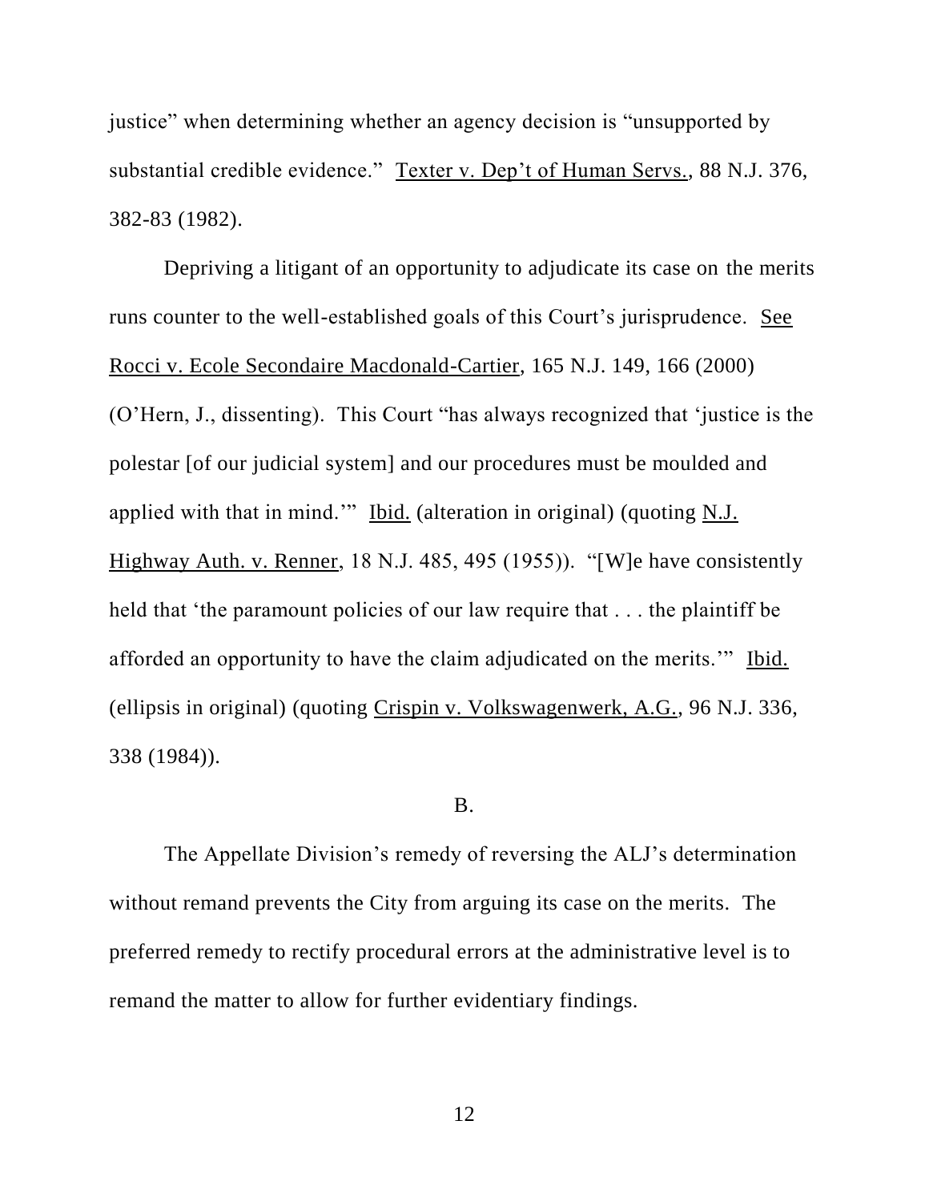justice" when determining whether an agency decision is "unsupported by substantial credible evidence." Texter v. Dep't of Human Servs., 88 N.J. 376, 382-83 (1982).

Depriving a litigant of an opportunity to adjudicate its case on the merits runs counter to the well-established goals of this Court's jurisprudence. See Rocci v. Ecole Secondaire Macdonald-Cartier, 165 N.J. 149, 166 (2000) (O'Hern, J., dissenting). This Court "has always recognized that 'justice is the polestar [of our judicial system] and our procedures must be moulded and applied with that in mind.'" Ibid. (alteration in original) (quoting N.J. Highway Auth. v. Renner, 18 N.J. 485, 495 (1955)). "[W]e have consistently held that 'the paramount policies of our law require that . . . the plaintiff be afforded an opportunity to have the claim adjudicated on the merits.'" Ibid. (ellipsis in original) (quoting Crispin v. Volkswagenwerk, A.G., 96 N.J. 336, 338 (1984)).

B.

The Appellate Division's remedy of reversing the ALJ's determination without remand prevents the City from arguing its case on the merits. The preferred remedy to rectify procedural errors at the administrative level is to remand the matter to allow for further evidentiary findings.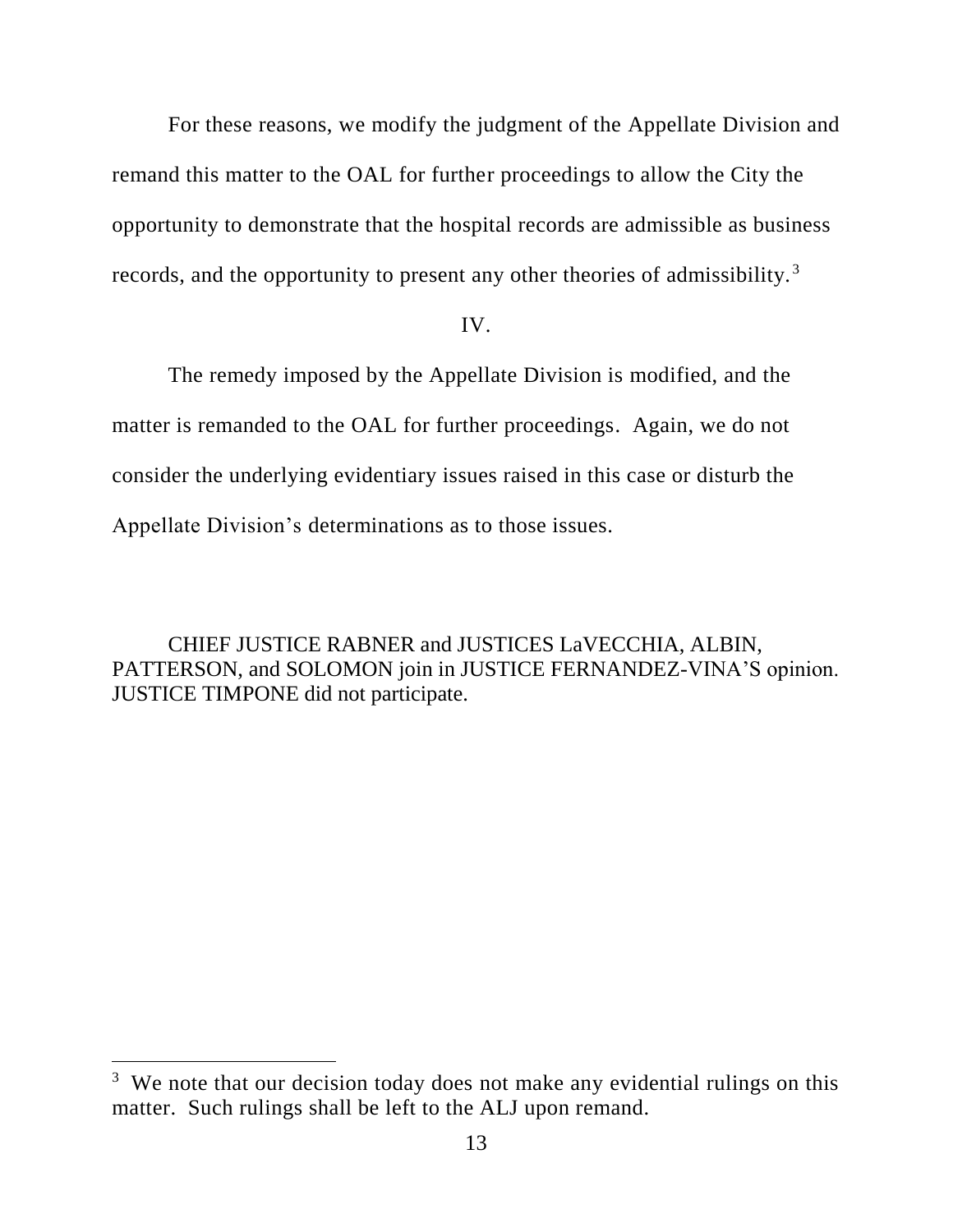For these reasons, we modify the judgment of the Appellate Division and remand this matter to the OAL for further proceedings to allow the City the opportunity to demonstrate that the hospital records are admissible as business records, and the opportunity to present any other theories of admissibility.[3]

## IV.

The remedy imposed by the Appellate Division is modified, and the matter is remanded to the OAL for further proceedings. Again, we do not consider the underlying evidentiary issues raised in this case or disturb the Appellate Division's determinations as to those issues.

CHIEF JUSTICE RABNER and JUSTICES LaVECCHIA, ALBIN, PATTERSON, and SOLOMON join in JUSTICE FERNANDEZ-VINA'S opinion. JUSTICE TIMPONE did not participate.

---

[3] We note that our decision today does not make any evidential rulings on this matter. Such rulings shall be left to the ALJ upon remand.